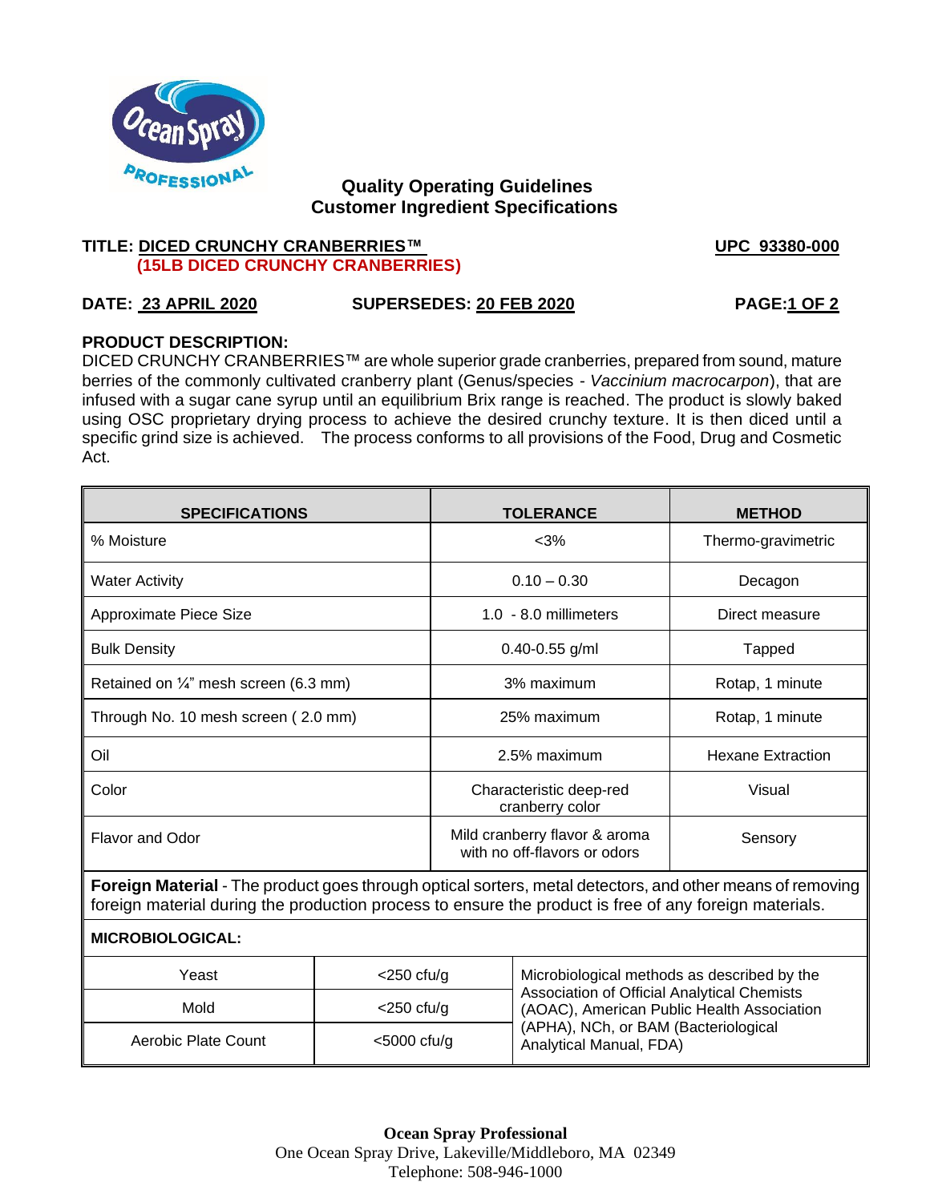## Quality Operating Guidelines
## Customer Ingredient Specifications

**TITLE: DICED CRUNCHY CRANBERRIES™** **UPC 93380-000**
**(15LB DICED CRUNCHY CRANBERRIES)**

**DATE: 23 APRIL 2020** **SUPERSEDES: 20 FEB 2020**

**PRODUCT DESCRIPTION:**
DICED CRUNCHY CRANBERRIES™ are whole superior grade cranberries, prepared from sound, mature berries of the commonly cultivated cranberry plant (Genus/species - *Vaccinium macrocarpon*), that are infused with a sugar cane syrup until an equilibrium Brix range is reached. The product is slowly baked using OSC proprietary drying process to achieve the desired crunchy texture. It is then diced until a specific grind size is achieved. The process conforms to all provisions of the Food, Drug and Cosmetic Act.

| SPECIFICATIONS | TOLERANCE | METHOD |
|---|---|---|
| % Moisture | <3% | Thermo-gravimetric |
| Water Activity | 0.10 – 0.30 | Decagon |
| Approximate Piece Size | 1.0 - 8.0 millimeters | Direct measure |
| Bulk Density | 0.40-0.55 g/ml | Tapped |
| Retained on ¼" mesh screen (6.3 mm) | 3% maximum | Rotap, 1 minute |
| Through No. 10 mesh screen ( 2.0 mm) | 25% maximum | Rotap, 1 minute |
| Oil | 2.5% maximum | Hexane Extraction |
| Color | Characteristic deep-red cranberry color | Visual |
| Flavor and Odor | Mild cranberry flavor & aroma with no off-flavors or odors | Sensory |

**Foreign Material** - The product goes through optical sorters, metal detectors, and other means of removing foreign material during the production process to ensure the product is free of any foreign materials.

**MICROBIOLOGICAL:**

| | | |
|---|---|---|
| Yeast | <250 cfu/g | Microbiological methods as described by the Association of Official Analytical Chemists (AOAC), American Public Health Association (APHA), NCh, or BAM (Bacteriological Analytical Manual, FDA) |
| Mold | <250 cfu/g | |
| Aerobic Plate Count | <5000 cfu/g | |

**Ocean Spray Professional**
One Ocean Spray Drive, Lakeville/Middleboro, MA 02349
Telephone: 508-946-1000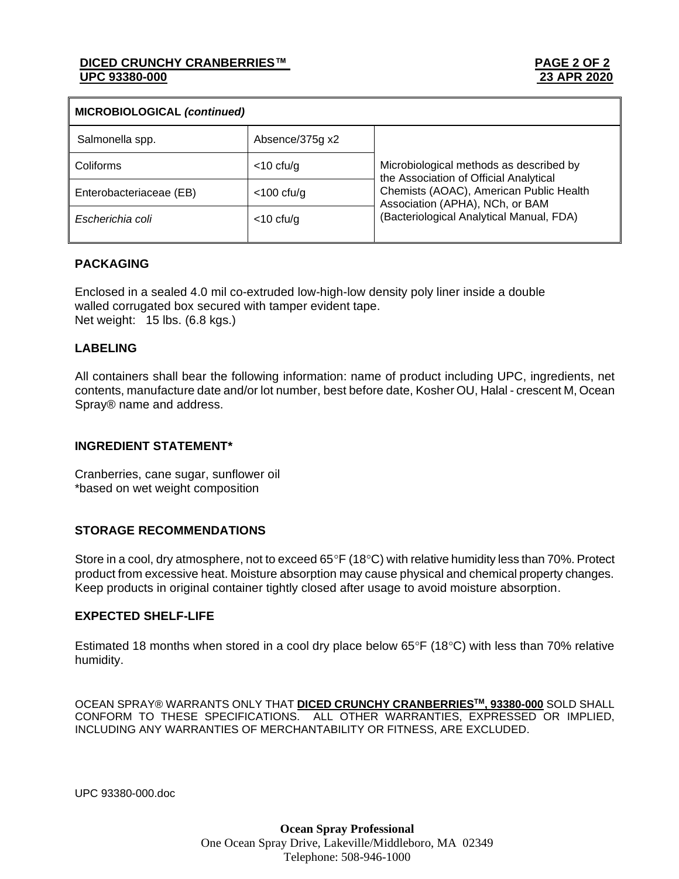| MICROBIOLOGICAL *(continued)* | | |
|---|---|---|
| Salmonella spp. | Absence/375g x2 | Microbiological methods as described by the Association of Official Analytical Chemists (AOAC), American Public Health Association (APHA), NCh, or BAM (Bacteriological Analytical Manual, FDA) |
| Coliforms | <10 cfu/g | |
| Enterobacteriaceae (EB) | <100 cfu/g | |
| *Escherichia coli* | <10 cfu/g | |

### PACKAGING

Enclosed in a sealed 4.0 mil co-extruded low-high-low density poly liner inside a double walled corrugated box secured with tamper evident tape.
Net weight: 15 lbs. (6.8 kgs.)

### LABELING

All containers shall bear the following information: name of product including UPC, ingredients, net contents, manufacture date and/or lot number, best before date, Kosher OU, Halal - crescent M, Ocean Spray® name and address.

### INGREDIENT STATEMENT*

Cranberries, cane sugar, sunflower oil
*based on wet weight composition

### STORAGE RECOMMENDATIONS

Store in a cool, dry atmosphere, not to exceed 65°F (18°C) with relative humidity less than 70%. Protect product from excessive heat. Moisture absorption may cause physical and chemical property changes. Keep products in original container tightly closed after usage to avoid moisture absorption.

### EXPECTED SHELF-LIFE

Estimated 18 months when stored in a cool dry place below 65°F (18°C) with less than 70% relative humidity.

OCEAN SPRAY® WARRANTS ONLY THAT **DICED CRUNCHY CRANBERRIES™, 93380-000** SOLD SHALL CONFORM TO THESE SPECIFICATIONS. ALL OTHER WARRANTIES, EXPRESSED OR IMPLIED, INCLUDING ANY WARRANTIES OF MERCHANTABILITY OR FITNESS, ARE EXCLUDED.

UPC 93380-000.doc

**Ocean Spray Professional**
One Ocean Spray Drive, Lakeville/Middleboro, MA 02349
Telephone: 508-946-1000